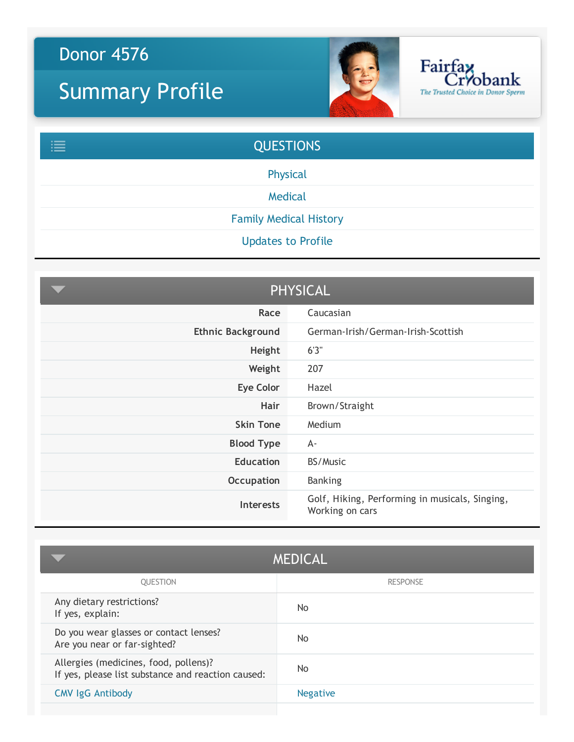# Donor 4576

## Summary Profile

Fairfax Cryobank
*The Trusted Choice in Donor Sperm*

## QUESTIONS

- Physical
- Medical
- Family Medical History
- Updates to Profile

## PHYSICAL

| | |
|---|---|
| **Race** | Caucasian |
| **Ethnic Background** | German-Irish/German-Irish-Scottish |
| **Height** | 6'3" |
| **Weight** | 207 |
| **Eye Color** | Hazel |
| **Hair** | Brown/Straight |
| **Skin Tone** | Medium |
| **Blood Type** | A- |
| **Education** | BS/Music |
| **Occupation** | Banking |
| **Interests** | Golf, Hiking, Performing in musicals, Singing, Working on cars |

## MEDICAL

| QUESTION | RESPONSE |
|---|---|
| Any dietary restrictions?<br>If yes, explain: | No |
| Do you wear glasses or contact lenses?<br>Are you near or far-sighted? | No |
| Allergies (medicines, food, pollens)?<br>If yes, please list substance and reaction caused: | No |
| CMV IgG Antibody | Negative |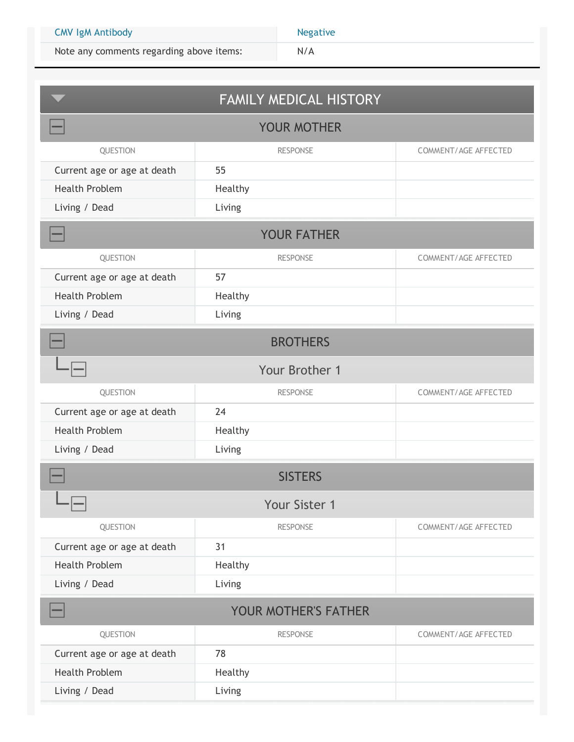| CMV IgM Antibody | Negative |
|---|---|
| Note any comments regarding above items: | N/A |

# FAMILY MEDICAL HISTORY

## YOUR MOTHER

| QUESTION | RESPONSE | COMMENT/AGE AFFECTED |
|---|---|---|
| Current age or age at death | 55 | |
| Health Problem | Healthy | |
| Living / Dead | Living | |

## YOUR FATHER

| QUESTION | RESPONSE | COMMENT/AGE AFFECTED |
|---|---|---|
| Current age or age at death | 57 | |
| Health Problem | Healthy | |
| Living / Dead | Living | |

## BROTHERS

### Your Brother 1

| QUESTION | RESPONSE | COMMENT/AGE AFFECTED |
|---|---|---|
| Current age or age at death | 24 | |
| Health Problem | Healthy | |
| Living / Dead | Living | |

## SISTERS

### Your Sister 1

| QUESTION | RESPONSE | COMMENT/AGE AFFECTED |
|---|---|---|
| Current age or age at death | 31 | |
| Health Problem | Healthy | |
| Living / Dead | Living | |

## YOUR MOTHER'S FATHER

| QUESTION | RESPONSE | COMMENT/AGE AFFECTED |
|---|---|---|
| Current age or age at death | 78 | |
| Health Problem | Healthy | |
| Living / Dead | Living | |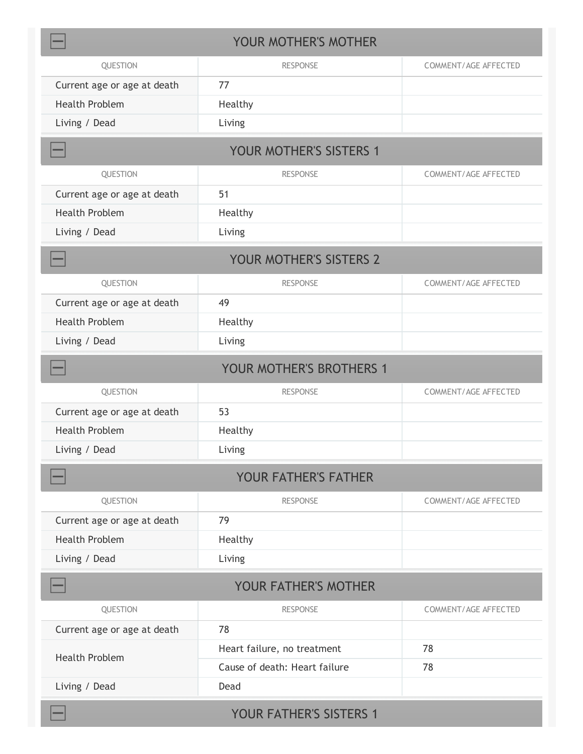## YOUR MOTHER'S MOTHER

| QUESTION | RESPONSE | COMMENT/AGE AFFECTED |
| --- | --- | --- |
| Current age or age at death | 77 | |
| Health Problem | Healthy | |
| Living / Dead | Living | |

## YOUR MOTHER'S SISTERS 1

| QUESTION | RESPONSE | COMMENT/AGE AFFECTED |
| --- | --- | --- |
| Current age or age at death | 51 | |
| Health Problem | Healthy | |
| Living / Dead | Living | |

## YOUR MOTHER'S SISTERS 2

| QUESTION | RESPONSE | COMMENT/AGE AFFECTED |
| --- | --- | --- |
| Current age or age at death | 49 | |
| Health Problem | Healthy | |
| Living / Dead | Living | |

## YOUR MOTHER'S BROTHERS 1

| QUESTION | RESPONSE | COMMENT/AGE AFFECTED |
| --- | --- | --- |
| Current age or age at death | 53 | |
| Health Problem | Healthy | |
| Living / Dead | Living | |

## YOUR FATHER'S FATHER

| QUESTION | RESPONSE | COMMENT/AGE AFFECTED |
| --- | --- | --- |
| Current age or age at death | 79 | |
| Health Problem | Healthy | |
| Living / Dead | Living | |

## YOUR FATHER'S MOTHER

| QUESTION | RESPONSE | COMMENT/AGE AFFECTED |
| --- | --- | --- |
| Current age or age at death | 78 | |
| Health Problem | Heart failure, no treatment | 78 |
| | Cause of death: Heart failure | 78 |
| Living / Dead | Dead | |

## YOUR FATHER'S SISTERS 1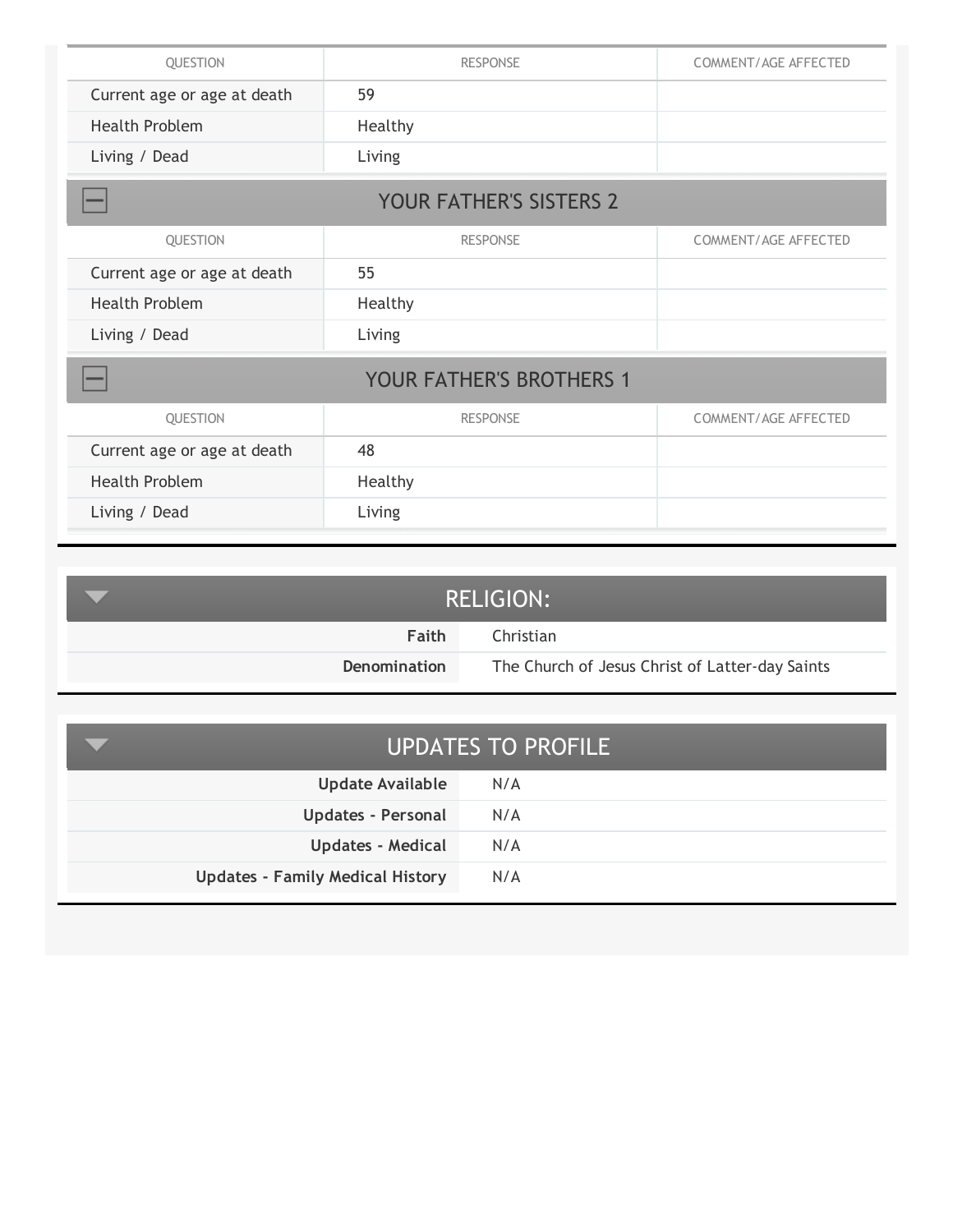| QUESTION | RESPONSE | COMMENT/AGE AFFECTED |
| --- | --- | --- |
| Current age or age at death | 59 | |
| Health Problem | Healthy | |
| Living / Dead | Living | |

## YOUR FATHER'S SISTERS 2

| QUESTION | RESPONSE | COMMENT/AGE AFFECTED |
| --- | --- | --- |
| Current age or age at death | 55 | |
| Health Problem | Healthy | |
| Living / Dead | Living | |

## YOUR FATHER'S BROTHERS 1

| QUESTION | RESPONSE | COMMENT/AGE AFFECTED |
| --- | --- | --- |
| Current age or age at death | 48 | |
| Health Problem | Healthy | |
| Living / Dead | Living | |

## RELIGION:

| | |
| --- | --- |
| **Faith** | Christian |
| **Denomination** | The Church of Jesus Christ of Latter-day Saints |

## UPDATES TO PROFILE

| | |
| --- | --- |
| **Update Available** | N/A |
| **Updates - Personal** | N/A |
| **Updates - Medical** | N/A |
| **Updates - Family Medical History** | N/A |